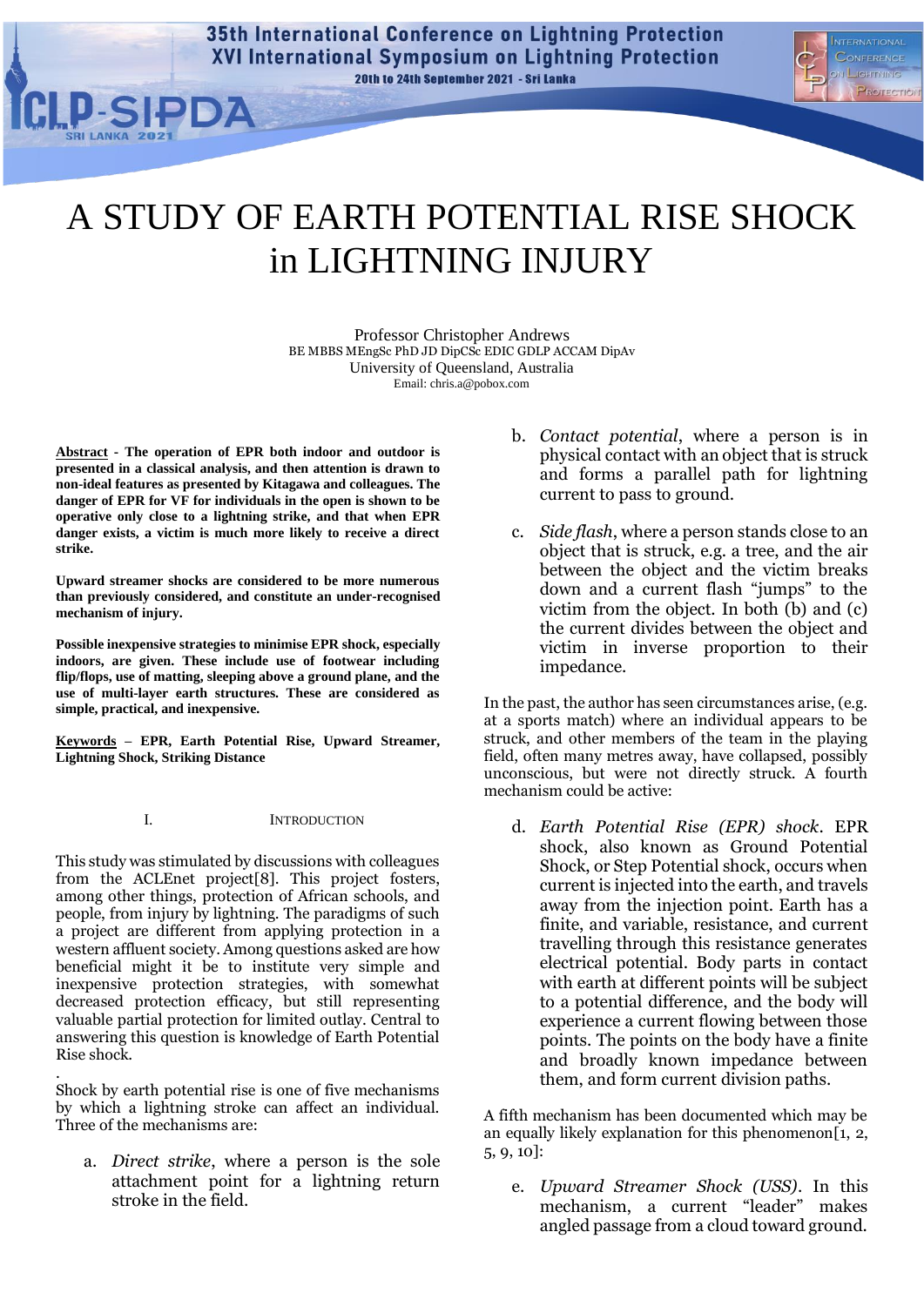# A STUDY OF EARTH POTENTIAL RISE SHOCK in LIGHTNING INJURY

Professor Christopher Andrews
BE MBBS MEngSc PhD JD DipCSc EDIC GDLP ACCAM DipAv
University of Queensland, Australia
Email: chris.a@pobox.com

**Abstract - The operation of EPR both indoor and outdoor is presented in a classical analysis, and then attention is drawn to non-ideal features as presented by Kitagawa and colleagues. The danger of EPR for VF for individuals in the open is shown to be operative only close to a lightning strike, and that when EPR danger exists, a victim is much more likely to receive a direct strike.**

**Upward streamer shocks are considered to be more numerous than previously considered, and constitute an under-recognised mechanism of injury.**

**Possible inexpensive strategies to minimise EPR shock, especially indoors, are given. These include use of footwear including flip/flops, use of matting, sleeping above a ground plane, and the use of multi-layer earth structures. These are considered as simple, practical, and inexpensive.**

**Keywords – EPR, Earth Potential Rise, Upward Streamer, Lightning Shock, Striking Distance**

## I. INTRODUCTION

This study was stimulated by discussions with colleagues from the ACLEnet project[8]. This project fosters, among other things, protection of African schools, and people, from injury by lightning. The paradigms of such a project are different from applying protection in a western affluent society. Among questions asked are how beneficial might it be to institute very simple and inexpensive protection strategies, with somewhat decreased protection efficacy, but still representing valuable partial protection for limited outlay. Central to answering this question is knowledge of Earth Potential Rise shock.

.
Shock by earth potential rise is one of five mechanisms by which a lightning stroke can affect an individual. Three of the mechanisms are:

a. *Direct strike*, where a person is the sole attachment point for a lightning return stroke in the field.

b. *Contact potential*, where a person is in physical contact with an object that is struck and forms a parallel path for lightning current to pass to ground.

c. *Side flash*, where a person stands close to an object that is struck, e.g. a tree, and the air between the object and the victim breaks down and a current flash "jumps" to the victim from the object. In both (b) and (c) the current divides between the object and victim in inverse proportion to their impedance.

In the past, the author has seen circumstances arise, (e.g. at a sports match) where an individual appears to be struck, and other members of the team in the playing field, often many metres away, have collapsed, possibly unconscious, but were not directly struck. A fourth mechanism could be active:

d. *Earth Potential Rise (EPR) shock*. EPR shock, also known as Ground Potential Shock, or Step Potential shock, occurs when current is injected into the earth, and travels away from the injection point. Earth has a finite, and variable, resistance, and current travelling through this resistance generates electrical potential. Body parts in contact with earth at different points will be subject to a potential difference, and the body will experience a current flowing between those points. The points on the body have a finite and broadly known impedance between them, and form current division paths.

A fifth mechanism has been documented which may be an equally likely explanation for this phenomenon[1, 2, 5, 9, 10]:

e. *Upward Streamer Shock (USS)*. In this mechanism, a current "leader" makes angled passage from a cloud toward ground.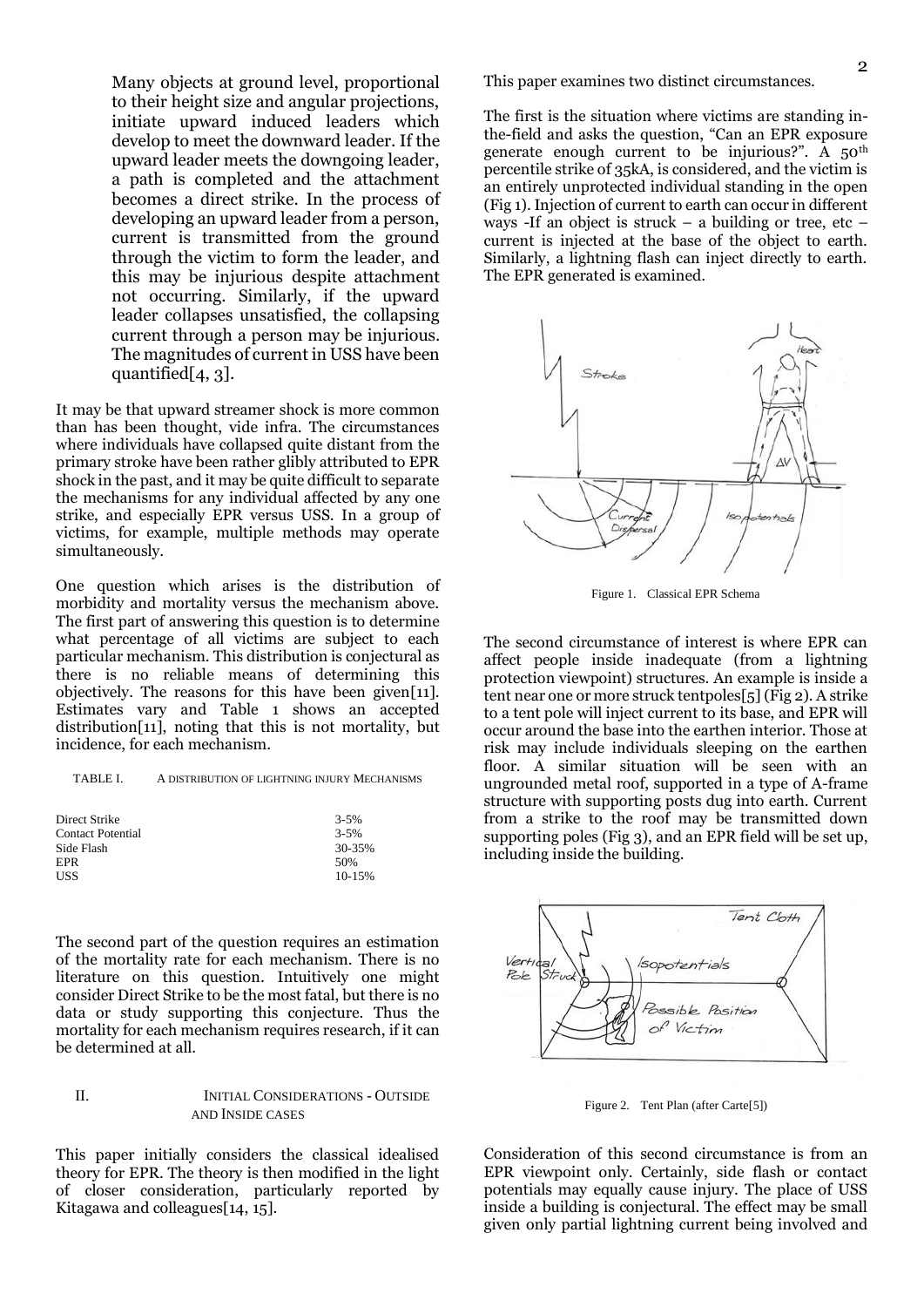> Many objects at ground level, proportional to their height size and angular projections, initiate upward induced leaders which develop to meet the downward leader. If the upward leader meets the downgoing leader, a path is completed and the attachment becomes a direct strike. In the process of developing an upward leader from a person, current is transmitted from the ground through the victim to form the leader, and this may be injurious despite attachment not occurring. Similarly, if the upward leader collapses unsatisfied, the collapsing current through a person may be injurious. The magnitudes of current in USS have been quantified[4, 3].

It may be that upward streamer shock is more common than has been thought, vide infra. The circumstances where individuals have collapsed quite distant from the primary stroke have been rather glibly attributed to EPR shock in the past, and it may be quite difficult to separate the mechanisms for any individual affected by any one strike, and especially EPR versus USS. In a group of victims, for example, multiple methods may operate simultaneously.

One question which arises is the distribution of morbidity and mortality versus the mechanism above. The first part of answering this question is to determine what percentage of all victims are subject to each particular mechanism. This distribution is conjectural as there is no reliable means of determining this objectively. The reasons for this have been given[11]. Estimates vary and Table 1 shows an accepted distribution[11], noting that this is not mortality, but incidence, for each mechanism.

TABLE I. A DISTRIBUTION OF LIGHTNING INJURY MECHANISMS

| Mechanism | Incidence |
|---|---|
| Direct Strike | 3-5% |
| Contact Potential | 3-5% |
| Side Flash | 30-35% |
| EPR | 50% |
| USS | 10-15% |

The second part of the question requires an estimation of the mortality rate for each mechanism. There is no literature on this question. Intuitively one might consider Direct Strike to be the most fatal, but there is no data or study supporting this conjecture. Thus the mortality for each mechanism requires research, if it can be determined at all.

## II. INITIAL CONSIDERATIONS - OUTSIDE AND INSIDE CASES

This paper initially considers the classical idealised theory for EPR. The theory is then modified in the light of closer consideration, particularly reported by Kitagawa and colleagues[14, 15].

This paper examines two distinct circumstances.

The first is the situation where victims are standing in-the-field and asks the question, "Can an EPR exposure generate enough current to be injurious?". A 50th percentile strike of 35kA, is considered, and the victim is an entirely unprotected individual standing in the open (Fig 1). Injection of current to earth can occur in different ways -If an object is struck – a building or tree, etc – current is injected at the base of the object to earth. Similarly, a lightning flash can inject directly to earth. The EPR generated is examined.

Figure 1. Classical EPR Schema

The second circumstance of interest is where EPR can affect people inside inadequate (from a lightning protection viewpoint) structures. An example is inside a tent near one or more struck tentpoles[5] (Fig 2). A strike to a tent pole will inject current to its base, and EPR will occur around the base into the earthen interior. Those at risk may include individuals sleeping on the earthen floor. A similar situation will be seen with an ungrounded metal roof, supported in a type of A-frame structure with supporting posts dug into earth. Current from a strike to the roof may be transmitted down supporting poles (Fig 3), and an EPR field will be set up, including inside the building.

Figure 2. Tent Plan (after Carte[5])

Consideration of this second circumstance is from an EPR viewpoint only. Certainly, side flash or contact potentials may equally cause injury. The place of USS inside a building is conjectural. The effect may be small given only partial lightning current being involved and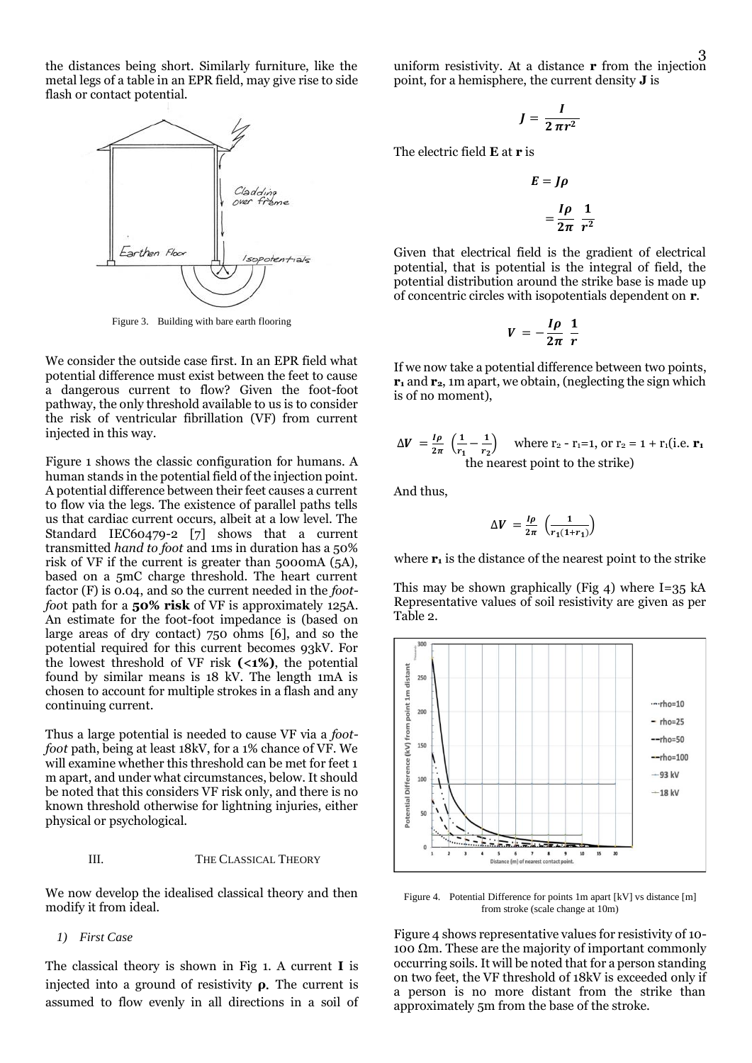the distances being short. Similarly furniture, like the metal legs of a table in an EPR field, may give rise to side flash or contact potential.

Figure 3. Building with bare earth flooring

We consider the outside case first. In an EPR field what potential difference must exist between the feet to cause a dangerous current to flow? Given the foot-foot pathway, the only threshold available to us is to consider the risk of ventricular fibrillation (VF) from current injected in this way.

Figure 1 shows the classic configuration for humans. A human stands in the potential field of the injection point. A potential difference between their feet causes a current to flow via the legs. The existence of parallel paths tells us that cardiac current occurs, albeit at a low level. The Standard IEC60479-2 [7] shows that a current transmitted *hand to foot* and 1ms in duration has a 50% risk of VF if the current is greater than 5000mA (5A), based on a 5mC charge threshold. The heart current factor (F) is 0.04, and so the current needed in the *foot-foot* path for a **50% risk** of VF is approximately 125A. An estimate for the foot-foot impedance is (based on large areas of dry contact) 750 ohms [6], and so the potential required for this current becomes 93kV. For the lowest threshold of VF risk **(<1%)**, the potential found by similar means is 18 kV. The length 1mA is chosen to account for multiple strokes in a flash and any continuing current.

Thus a large potential is needed to cause VF via a *foot-foot* path, being at least 18kV, for a 1% chance of VF. We will examine whether this threshold can be met for feet 1 m apart, and under what circumstances, below. It should be noted that this considers VF risk only, and there is no known threshold otherwise for lightning injuries, either physical or psychological.

## III. The Classical Theory

We now develop the idealised classical theory and then modify it from ideal.

### 1) *First Case*

The classical theory is shown in Fig 1. A current $\mathbf{I}$ is injected into a ground of resistivity $\boldsymbol{\rho}$. The current is assumed to flow evenly in all directions in a soil of uniform resistivity. At a distance $\mathbf{r}$ from the injection point, for a hemisphere, the current density $\mathbf{J}$ is

$$J = \frac{I}{2\pi r^2}$$

The electric field $\mathbf{E}$ at $\mathbf{r}$ is

$$E = J\rho$$

$$= \frac{I\rho}{2\pi}\frac{1}{r^2}$$

Given that electrical field is the gradient of electrical potential, that is potential is the integral of field, the potential distribution around the strike base is made up of concentric circles with isopotentials dependent on $\mathbf{r}$.

$$V = -\frac{I\rho}{2\pi}\frac{1}{r}$$

If we now take a potential difference between two points, $\mathbf{r_1}$ and $\mathbf{r_2}$, 1m apart, we obtain, (neglecting the sign which is of no moment),

$$\Delta V = \frac{I\rho}{2\pi}\left(\frac{1}{r_1} - \frac{1}{r_2}\right)$$ where $r_2 - r_1 = 1$, or $r_2 = 1 + r_1$ (i.e. $\mathbf{r_1}$ the nearest point to the strike)

And thus,

$$\Delta V = \frac{I\rho}{2\pi}\left(\frac{1}{r_1(1+r_1)}\right)$$

where $\mathbf{r_1}$ is the distance of the nearest point to the strike

This may be shown graphically (Fig 4) where I=35 kA Representative values of soil resistivity are given as per Table 2.

Figure 4. Potential Difference for points 1m apart [kV] vs distance [m] from stroke (scale change at 10m)

Figure 4 shows representative values for resistivity of 10-100 Ωm. These are the majority of important commonly occurring soils. It will be noted that for a person standing on two feet, the VF threshold of 18kV is exceeded only if a person is no more distant from the strike than approximately 5m from the base of the stroke.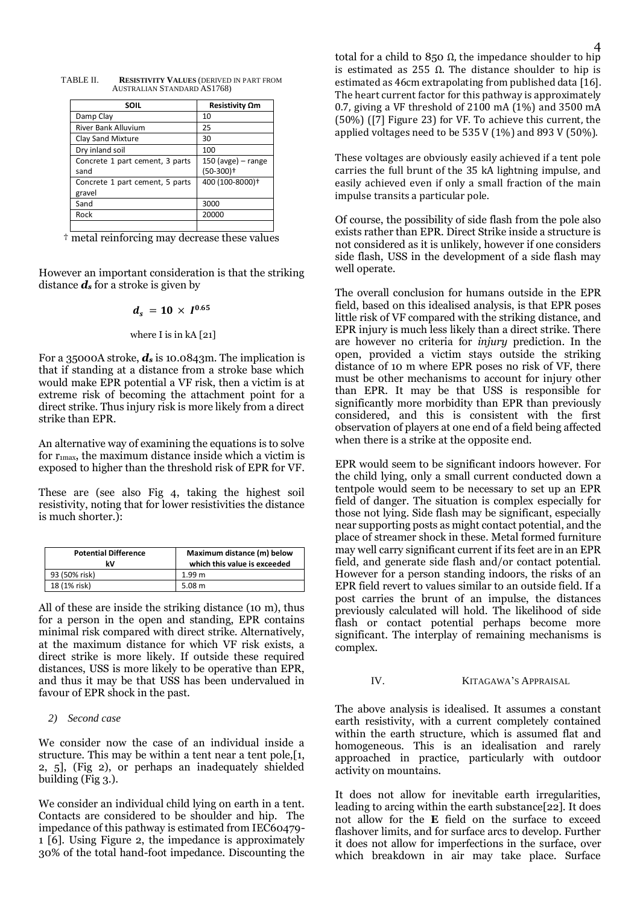TABLE II. **RESISTIVITY VALUES** (DERIVED IN PART FROM AUSTRALIAN STANDARD AS1768)

| SOIL | Resistivity Ωm |
|---|---|
| Damp Clay | 10 |
| River Bank Alluvium | 25 |
| Clay Sand Mixture | 30 |
| Dry inland soil | 100 |
| Concrete 1 part cement, 3 parts sand | 150 (avge) – range (50-300)† |
| Concrete 1 part cement, 5 parts gravel | 400 (100-8000)† |
| Sand | 3000 |
| Rock | 20000 |
| | |

† metal reinforcing may decrease these values

However an important consideration is that the striking distance $\boldsymbol{d_s}$ for a stroke is given by

$$d_s = 10 \times I^{0.65}$$

where I is in kA [21]

For a 35000A stroke, $\boldsymbol{d_s}$ is 10.0843m. The implication is that if standing at a distance from a stroke base which would make EPR potential a VF risk, then a victim is at extreme risk of becoming the attachment point for a direct strike. Thus injury risk is more likely from a direct strike than EPR.

An alternative way of examining the equations is to solve for $r_{1max}$, the maximum distance inside which a victim is exposed to higher than the threshold risk of EPR for VF.

These are (see also Fig 4, taking the highest soil resistivity, noting that for lower resistivities the distance is much shorter.):

| Potential Difference kV | Maximum distance (m) below which this value is exceeded |
|---|---|
| 93 (50% risk) | 1.99 m |
| 18 (1% risk) | 5.08 m |

All of these are inside the striking distance (10 m), thus for a person in the open and standing, EPR contains minimal risk compared with direct strike. Alternatively, at the maximum distance for which VF risk exists, a direct strike is more likely. If outside these required distances, USS is more likely to be operative than EPR, and thus it may be that USS has been undervalued in favour of EPR shock in the past.

### 2) *Second case*

We consider now the case of an individual inside a structure. This may be within a tent near a tent pole,[1, 2, 5], (Fig 2), or perhaps an inadequately shielded building (Fig 3.).

We consider an individual child lying on earth in a tent. Contacts are considered to be shoulder and hip. The impedance of this pathway is estimated from IEC60479-1 [6]. Using Figure 2, the impedance is approximately 30% of the total hand-foot impedance. Discounting the total for a child to 850 Ω, the impedance shoulder to hip is estimated as 255 Ω. The distance shoulder to hip is estimated as 46cm extrapolating from published data [16]. The heart current factor for this pathway is approximately 0.7, giving a VF threshold of 2100 mA (1%) and 3500 mA (50%) ([7] Figure 23) for VF. To achieve this current, the applied voltages need to be 535 V (1%) and 893 V (50%).

These voltages are obviously easily achieved if a tent pole carries the full brunt of the 35 kA lightning impulse, and easily achieved even if only a small fraction of the main impulse transits a particular pole.

Of course, the possibility of side flash from the pole also exists rather than EPR. Direct Strike inside a structure is not considered as it is unlikely, however if one considers side flash, USS in the development of a side flash may well operate.

The overall conclusion for humans outside in the EPR field, based on this idealised analysis, is that EPR poses little risk of VF compared with the striking distance, and EPR injury is much less likely than a direct strike. There are however no criteria for *injury* prediction. In the open, provided a victim stays outside the striking distance of 10 m where EPR poses no risk of VF, there must be other mechanisms to account for injury other than EPR. It may be that USS is responsible for significantly more morbidity than EPR than previously considered, and this is consistent with the first observation of players at one end of a field being affected when there is a strike at the opposite end.

EPR would seem to be significant indoors however. For the child lying, only a small current conducted down a tentpole would seem to be necessary to set up an EPR field of danger. The situation is complex especially for those not lying. Side flash may be significant, especially near supporting posts as might contact potential, and the place of streamer shock in these. Metal formed furniture may well carry significant current if its feet are in an EPR field, and generate side flash and/or contact potential. However for a person standing indoors, the risks of an EPR field revert to values similar to an outside field. If a post carries the brunt of an impulse, the distances previously calculated will hold. The likelihood of side flash or contact potential perhaps become more significant. The interplay of remaining mechanisms is complex.

## IV. KITAGAWA'S APPRAISAL

The above analysis is idealised. It assumes a constant earth resistivity, with a current completely contained within the earth structure, which is assumed flat and homogeneous. This is an idealisation and rarely approached in practice, particularly with outdoor activity on mountains.

It does not allow for inevitable earth irregularities, leading to arcing within the earth substance[22]. It does not allow for the **E** field on the surface to exceed flashover limits, and for surface arcs to develop. Further it does not allow for imperfections in the surface, over which breakdown in air may take place. Surface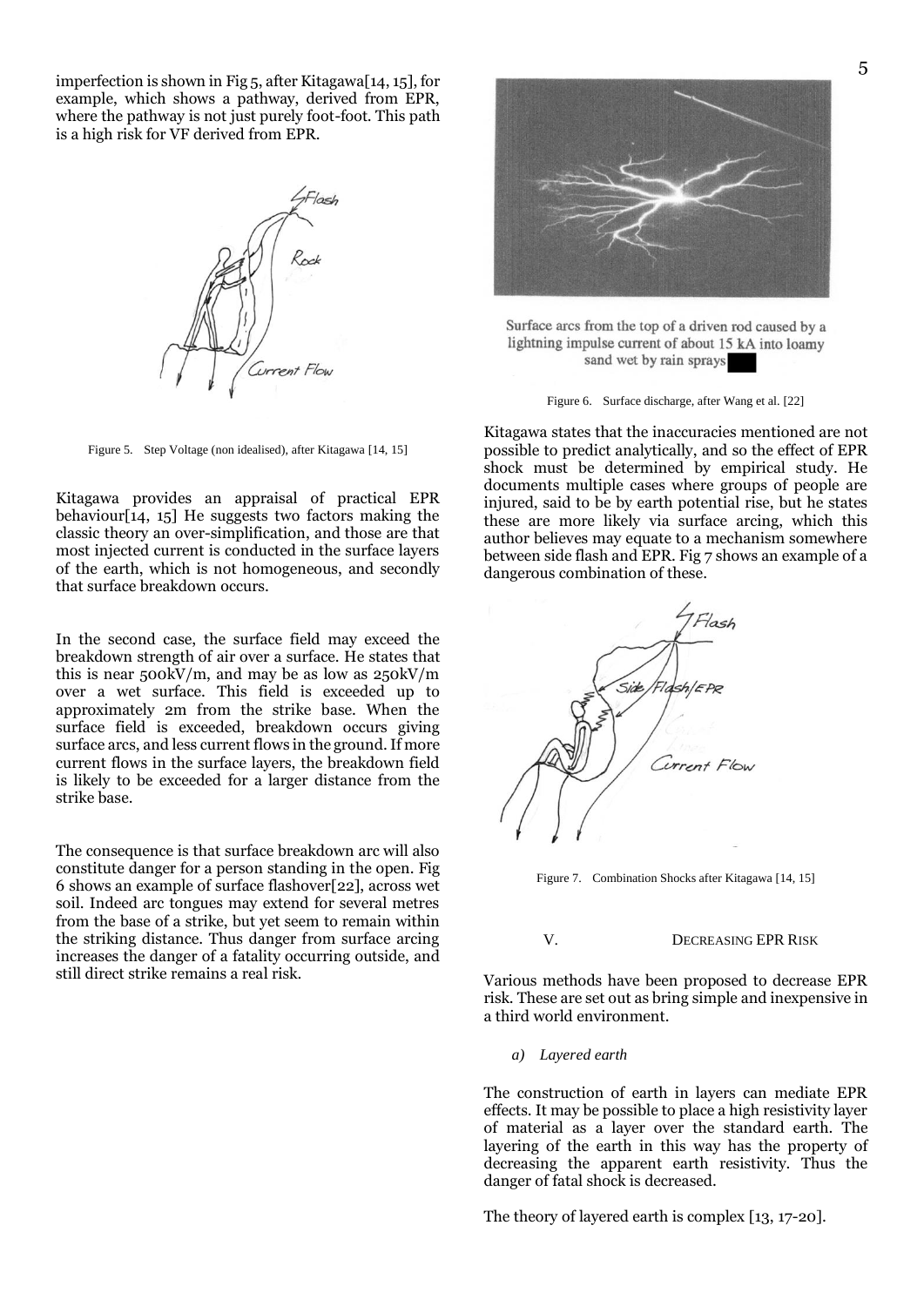imperfection is shown in Fig 5, after Kitagawa[14, 15], for example, which shows a pathway, derived from EPR, where the pathway is not just purely foot-foot. This path is a high risk for VF derived from EPR.

Figure 5. Step Voltage (non idealised), after Kitagawa [14, 15]

Kitagawa provides an appraisal of practical EPR behaviour[14, 15] He suggests two factors making the classic theory an over-simplification, and those are that most injected current is conducted in the surface layers of the earth, which is not homogeneous, and secondly that surface breakdown occurs.

In the second case, the surface field may exceed the breakdown strength of air over a surface. He states that this is near 500kV/m, and may be as low as 250kV/m over a wet surface. This field is exceeded up to approximately 2m from the strike base. When the surface field is exceeded, breakdown occurs giving surface arcs, and less current flows in the ground. If more current flows in the surface layers, the breakdown field is likely to be exceeded for a larger distance from the strike base.

The consequence is that surface breakdown arc will also constitute danger for a person standing in the open. Fig 6 shows an example of surface flashover[22], across wet soil. Indeed arc tongues may extend for several metres from the base of a strike, but yet seem to remain within the striking distance. Thus danger from surface arcing increases the danger of a fatality occurring outside, and still direct strike remains a real risk.

Surface arcs from the top of a driven rod caused by a lightning impulse current of about 15 kA into loamy sand wet by rain sprays

Figure 6. Surface discharge, after Wang et al. [22]

Kitagawa states that the inaccuracies mentioned are not possible to predict analytically, and so the effect of EPR shock must be determined by empirical study. He documents multiple cases where groups of people are injured, said to be by earth potential rise, but he states these are more likely via surface arcing, which this author believes may equate to a mechanism somewhere between side flash and EPR. Fig 7 shows an example of a dangerous combination of these.

Figure 7. Combination Shocks after Kitagawa [14, 15]

## V. Decreasing EPR Risk

Various methods have been proposed to decrease EPR risk. These are set out as bring simple and inexpensive in a third world environment.

### *a) Layered earth*

The construction of earth in layers can mediate EPR effects. It may be possible to place a high resistivity layer of material as a layer over the standard earth. The layering of the earth in this way has the property of decreasing the apparent earth resistivity. Thus the danger of fatal shock is decreased.

The theory of layered earth is complex [13, 17-20].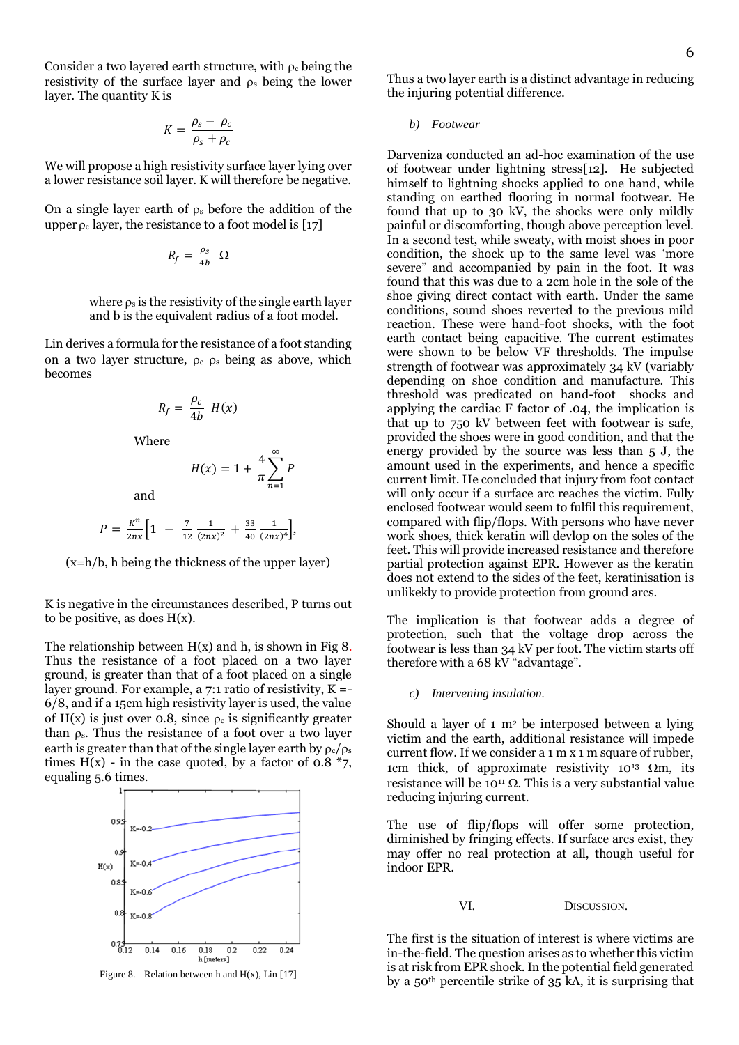Consider a two layered earth structure, with $\rho_c$ being the resistivity of the surface layer and $\rho_s$ being the lower layer. The quantity K is

$$K = \frac{\rho_s - \rho_c}{\rho_s + \rho_c}$$

We will propose a high resistivity surface layer lying over a lower resistance soil layer. K will therefore be negative.

On a single layer earth of $\rho_s$ before the addition of the upper $\rho_c$ layer, the resistance to a foot model is [17]

$$R_f = \frac{\rho_s}{4b} \;\; \Omega$$

where $\rho_s$ is the resistivity of the single earth layer and b is the equivalent radius of a foot model.

Lin derives a formula for the resistance of a foot standing on a two layer structure, $\rho_c$ $\rho_s$ being as above, which becomes

$$R_f = \frac{\rho_c}{4b} \; H(x)$$

Where

$$H(x) = 1 + \frac{4}{\pi}\sum_{n=1}^{\infty} P$$

and

$$P = \frac{K^n}{2nx}\left[1 - \frac{7}{12}\frac{1}{(2nx)^2} + \frac{33}{40}\frac{1}{(2nx)^4}\right],$$

(x=h/b, h being the thickness of the upper layer)

K is negative in the circumstances described, P turns out to be positive, as does H(x).

The relationship between H(x) and h, is shown in Fig 8. Thus the resistance of a foot placed on a two layer ground, is greater than that of a foot placed on a single layer ground. For example, a 7:1 ratio of resistivity, K =-6/8, and if a 15cm high resistivity layer is used, the value of H(x) is just over 0.8, since $\rho_c$ is significantly greater than $\rho_s$. Thus the resistance of a foot over a two layer earth is greater than that of the single layer earth by $\rho_c/\rho_s$ times H(x) - in the case quoted, by a factor of 0.8 *7, equaling 5.6 times.

Figure 8. Relation between h and H(x), Lin [17]

Thus a two layer earth is a distinct advantage in reducing the injuring potential difference.

*b) Footwear*

Darveniza conducted an ad-hoc examination of the use of footwear under lightning stress[12]. He subjected himself to lightning shocks applied to one hand, while standing on earthed flooring in normal footwear. He found that up to 30 kV, the shocks were only mildly painful or discomforting, though above perception level. In a second test, while sweaty, with moist shoes in poor condition, the shock up to the same level was 'more severe" and accompanied by pain in the foot. It was found that this was due to a 2cm hole in the sole of the shoe giving direct contact with earth. Under the same conditions, sound shoes reverted to the previous mild reaction. These were hand-foot shocks, with the foot earth contact being capacitive. The current estimates were shown to be below VF thresholds. The impulse strength of footwear was approximately 34 kV (variably depending on shoe condition and manufacture. This threshold was predicated on hand-foot shocks and applying the cardiac F factor of .04, the implication is that up to 750 kV between feet with footwear is safe, provided the shoes were in good condition, and that the energy provided by the source was less than 5 J, the amount used in the experiments, and hence a specific current limit. He concluded that injury from foot contact will only occur if a surface arc reaches the victim. Fully enclosed footwear would seem to fulfil this requirement, compared with flip/flops. With persons who have never work shoes, thick keratin will devlop on the soles of the feet. This will provide increased resistance and therefore partial protection against EPR. However as the keratin does not extend to the sides of the feet, keratinisation is unlikekly to provide protection from ground arcs.

The implication is that footwear adds a degree of protection, such that the voltage drop across the footwear is less than 34 kV per foot. The victim starts off therefore with a 68 kV "advantage".

*c) Intervening insulation.*

Should a layer of 1 $m^2$ be interposed between a lying victim and the earth, additional resistance will impede current flow. If we consider a 1 m x 1 m square of rubber, 1cm thick, of approximate resistivity $10^{13}$ $\Omega$m, its resistance will be $10^{11}$ $\Omega$. This is a very substantial value reducing injuring current.

The use of flip/flops will offer some protection, diminished by fringing effects. If surface arcs exist, they may offer no real protection at all, though useful for indoor EPR.

## VI. Discussion.

The first is the situation of interest is where victims are in-the-field. The question arises as to whether this victim is at risk from EPR shock. In the potential field generated by a 50th percentile strike of 35 kA, it is surprising that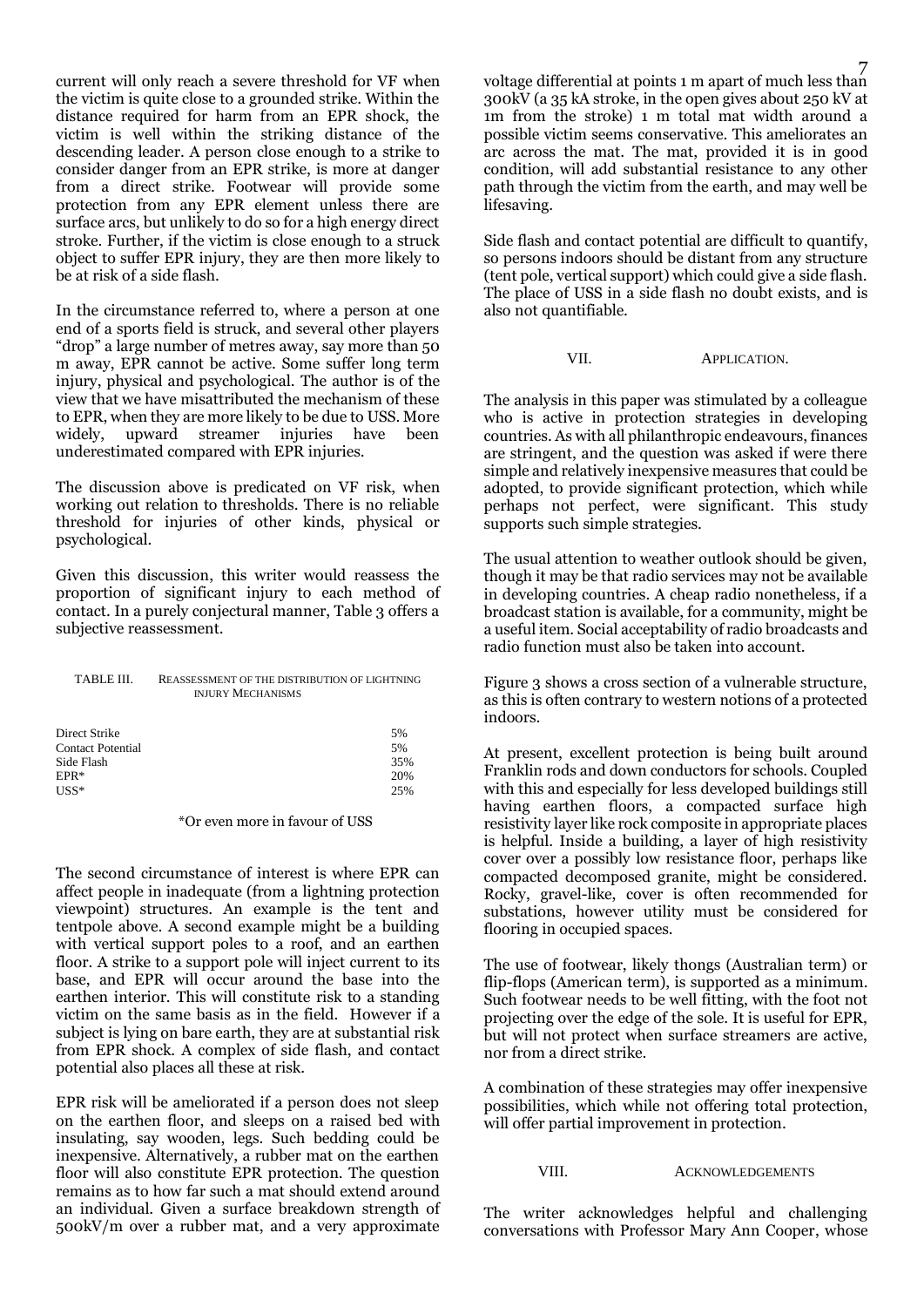current will only reach a severe threshold for VF when the victim is quite close to a grounded strike. Within the distance required for harm from an EPR shock, the victim is well within the striking distance of the descending leader. A person close enough to a strike to consider danger from an EPR strike, is more at danger from a direct strike. Footwear will provide some protection from any EPR element unless there are surface arcs, but unlikely to do so for a high energy direct stroke. Further, if the victim is close enough to a struck object to suffer EPR injury, they are then more likely to be at risk of a side flash.

In the circumstance referred to, where a person at one end of a sports field is struck, and several other players "drop" a large number of metres away, say more than 50 m away, EPR cannot be active. Some suffer long term injury, physical and psychological. The author is of the view that we have misattributed the mechanism of these to EPR, when they are more likely to be due to USS. More widely, upward streamer injuries have been underestimated compared with EPR injuries.

The discussion above is predicated on VF risk, when working out relation to thresholds. There is no reliable threshold for injuries of other kinds, physical or psychological.

Given this discussion, this writer would reassess the proportion of significant injury to each method of contact. In a purely conjectural manner, Table 3 offers a subjective reassessment.

TABLE III. REASSESSMENT OF THE DISTRIBUTION OF LIGHTNING INJURY MECHANISMS

| Mechanism | Proportion |
|---|---|
| Direct Strike | 5% |
| Contact Potential | 5% |
| Side Flash | 35% |
| EPR* | 20% |
| USS* | 25% |

*Or even more in favour of USS

The second circumstance of interest is where EPR can affect people in inadequate (from a lightning protection viewpoint) structures. An example is the tent and tentpole above. A second example might be a building with vertical support poles to a roof, and an earthen floor. A strike to a support pole will inject current to its base, and EPR will occur around the base into the earthen interior. This will constitute risk to a standing victim on the same basis as in the field. However if a subject is lying on bare earth, they are at substantial risk from EPR shock. A complex of side flash, and contact potential also places all these at risk.

EPR risk will be ameliorated if a person does not sleep on the earthen floor, and sleeps on a raised bed with insulating, say wooden, legs. Such bedding could be inexpensive. Alternatively, a rubber mat on the earthen floor will also constitute EPR protection. The question remains as to how far such a mat should extend around an individual. Given a surface breakdown strength of 500kV/m over a rubber mat, and a very approximate voltage differential at points 1 m apart of much less than 300kV (a 35 kA stroke, in the open gives about 250 kV at 1m from the stroke) 1 m total mat width around a possible victim seems conservative. This ameliorates an arc across the mat. The mat, provided it is in good condition, will add substantial resistance to any other path through the victim from the earth, and may well be lifesaving.

Side flash and contact potential are difficult to quantify, so persons indoors should be distant from any structure (tent pole, vertical support) which could give a side flash. The place of USS in a side flash no doubt exists, and is also not quantifiable.

## VII. APPLICATION.

The analysis in this paper was stimulated by a colleague who is active in protection strategies in developing countries. As with all philanthropic endeavours, finances are stringent, and the question was asked if were there simple and relatively inexpensive measures that could be adopted, to provide significant protection, which while perhaps not perfect, were significant. This study supports such simple strategies.

The usual attention to weather outlook should be given, though it may be that radio services may not be available in developing countries. A cheap radio nonetheless, if a broadcast station is available, for a community, might be a useful item. Social acceptability of radio broadcasts and radio function must also be taken into account.

Figure 3 shows a cross section of a vulnerable structure, as this is often contrary to western notions of a protected indoors.

At present, excellent protection is being built around Franklin rods and down conductors for schools. Coupled with this and especially for less developed buildings still having earthen floors, a compacted surface high resistivity layer like rock composite in appropriate places is helpful. Inside a building, a layer of high resistivity cover over a possibly low resistance floor, perhaps like compacted decomposed granite, might be considered. Rocky, gravel-like, cover is often recommended for substations, however utility must be considered for flooring in occupied spaces.

The use of footwear, likely thongs (Australian term) or flip-flops (American term), is supported as a minimum. Such footwear needs to be well fitting, with the foot not projecting over the edge of the sole. It is useful for EPR, but will not protect when surface streamers are active, nor from a direct strike.

A combination of these strategies may offer inexpensive possibilities, which while not offering total protection, will offer partial improvement in protection.

## VIII. ACKNOWLEDGEMENTS

The writer acknowledges helpful and challenging conversations with Professor Mary Ann Cooper, whose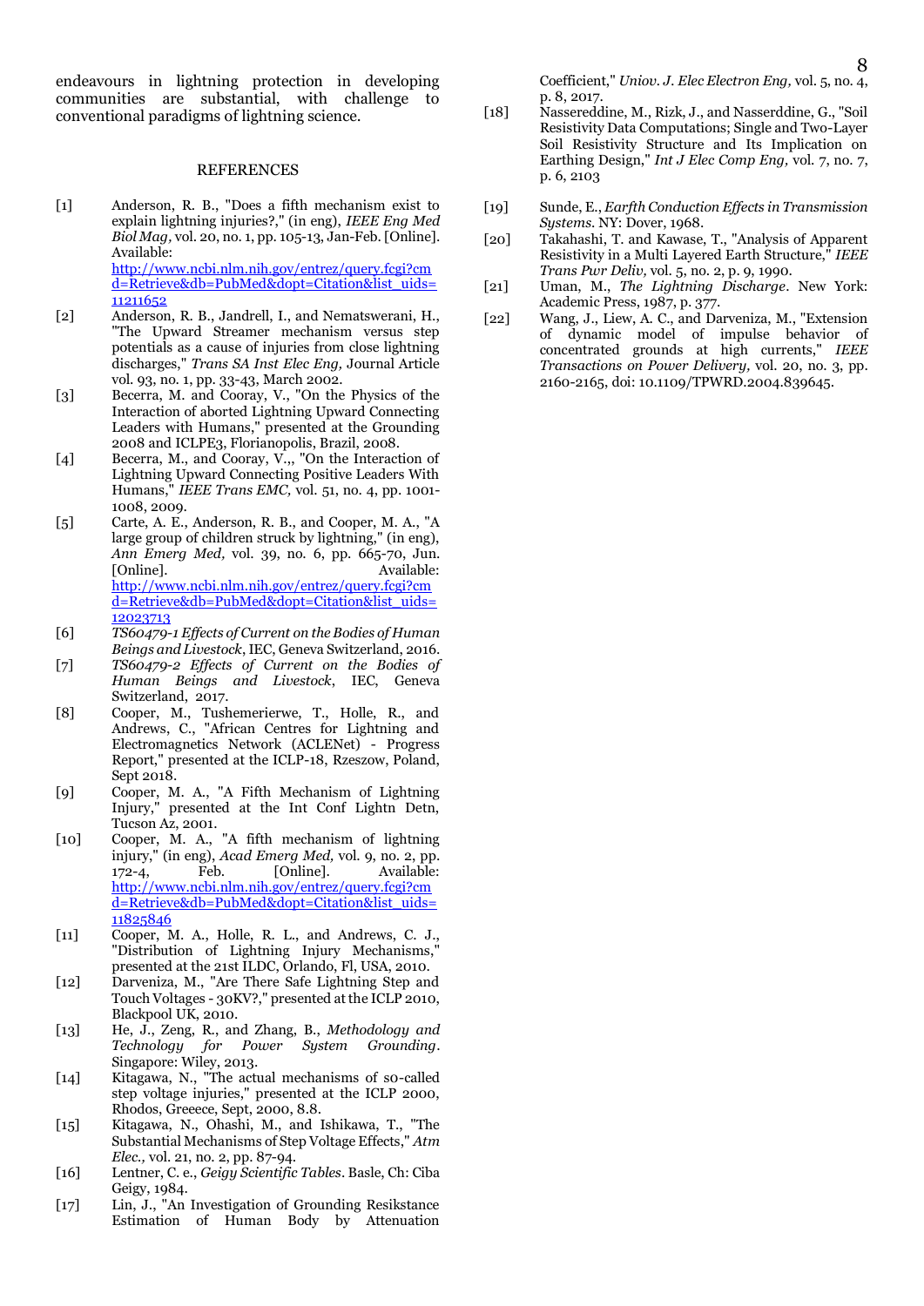endeavours in lightning protection in developing communities are substantial, with challenge to conventional paradigms of lightning science.

## REFERENCES

[1] Anderson, R. B., "Does a fifth mechanism exist to explain lightning injuries?," (in eng), *IEEE Eng Med Biol Mag,* vol. 20, no. 1, pp. 105-13, Jan-Feb. [Online]. Available: http://www.ncbi.nlm.nih.gov/entrez/query.fcgi?cmd=Retrieve&db=PubMed&dopt=Citation&list_uids=11211652

[2] Anderson, R. B., Jandrell, I., and Nematswerani, H., "The Upward Streamer mechanism versus step potentials as a cause of injuries from close lightning discharges," *Trans SA Inst Elec Eng,* Journal Article vol. 93, no. 1, pp. 33-43, March 2002.

[3] Becerra, M. and Cooray, V., "On the Physics of the Interaction of aborted Lightning Upward Connecting Leaders with Humans," presented at the Grounding 2008 and ICLPE3, Florianopolis, Brazil, 2008.

[4] Becerra, M., and Cooray, V.,, "On the Interaction of Lightning Upward Connecting Positive Leaders With Humans," *IEEE Trans EMC,* vol. 51, no. 4, pp. 1001-1008, 2009.

[5] Carte, A. E., Anderson, R. B., and Cooper, M. A., "A large group of children struck by lightning," (in eng), *Ann Emerg Med,* vol. 39, no. 6, pp. 665-70, Jun. [Online]. Available: http://www.ncbi.nlm.nih.gov/entrez/query.fcgi?cmd=Retrieve&db=PubMed&dopt=Citation&list_uids=12023713

[6] *TS60479-1 Effects of Current on the Bodies of Human Beings and Livestock*, IEC, Geneva Switzerland, 2016.

[7] *TS60479-2 Effects of Current on the Bodies of Human Beings and Livestock*, IEC, Geneva Switzerland, 2017.

[8] Cooper, M., Tushemerierwe, T., Holle, R., and Andrews, C., "African Centres for Lightning and Electromagnetics Network (ACLENet) - Progress Report," presented at the ICLP-18, Rzeszow, Poland, Sept 2018.

[9] Cooper, M. A., "A Fifth Mechanism of Lightning Injury," presented at the Int Conf Lightn Detn, Tucson Az, 2001.

[10] Cooper, M. A., "A fifth mechanism of lightning injury," (in eng), *Acad Emerg Med,* vol. 9, no. 2, pp. 172-4, Feb. [Online]. Available: http://www.ncbi.nlm.nih.gov/entrez/query.fcgi?cmd=Retrieve&db=PubMed&dopt=Citation&list_uids=11825846

[11] Cooper, M. A., Holle, R. L., and Andrews, C. J., "Distribution of Lightning Injury Mechanisms," presented at the 21st ILDC, Orlando, Fl, USA, 2010.

[12] Darveniza, M., "Are There Safe Lightning Step and Touch Voltages - 30KV?," presented at the ICLP 2010, Blackpool UK, 2010.

[13] He, J., Zeng, R., and Zhang, B., *Methodology and Technology for Power System Grounding*. Singapore: Wiley, 2013.

[14] Kitagawa, N., "The actual mechanisms of so-called step voltage injuries," presented at the ICLP 2000, Rhodos, Greeece, Sept, 2000, 8.8.

[15] Kitagawa, N., Ohashi, M., and Ishikawa, T., "The Substantial Mechanisms of Step Voltage Effects," *Atm Elec.,* vol. 21, no. 2, pp. 87-94.

[16] Lentner, C. e., *Geigy Scientific Tables*. Basle, Ch: Ciba Geigy, 1984.

[17] Lin, J., "An Investigation of Grounding Resikstance Estimation of Human Body by Attenuation Coefficient," *Uniov. J. Elec Electron Eng,* vol. 5, no. 4, p. 8, 2017.

[18] Nassereddine, M., Rizk, J., and Nasserddine, G., "Soil Resistivity Data Computations; Single and Two-Layer Soil Resistivity Structure and Its Implication on Earthing Design," *Int J Elec Comp Eng,* vol. 7, no. 7, p. 6, 2103

[19] Sunde, E., *Earfth Conduction Effects in Transmission Systems*. NY: Dover, 1968.

[20] Takahashi, T. and Kawase, T., "Analysis of Apparent Resistivity in a Multi Layered Earth Structure," *IEEE Trans Pwr Deliv,* vol. 5, no. 2, p. 9, 1990.

[21] Uman, M., *The Lightning Discharge*. New York: Academic Press, 1987, p. 377.

[22] Wang, J., Liew, A. C., and Darveniza, M., "Extension of dynamic model of impulse behavior of concentrated grounds at high currents," *IEEE Transactions on Power Delivery,* vol. 20, no. 3, pp. 2160-2165, doi: 10.1109/TPWRD.2004.839645.